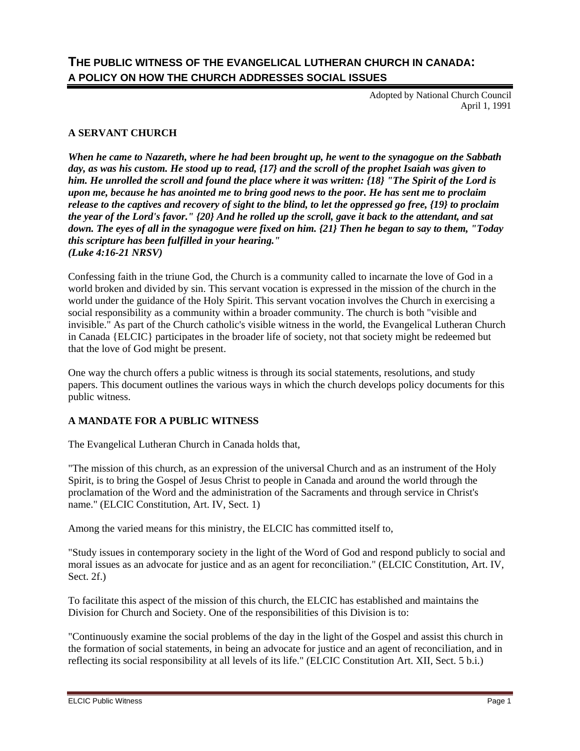# THE PUBLIC WITNESS OF THE EVANGELICAL LUTHERAN CHURCH IN CANADA: A POLICY ON HOW THE CHURCH ADDRESSES SOCIAL ISSUES

Adopted by National Church Council
April 1, 1991

## A SERVANT CHURCH

***When he came to Nazareth, where he had been brought up, he went to the synagogue on the Sabbath day, as was his custom. He stood up to read, {17} and the scroll of the prophet Isaiah was given to him. He unrolled the scroll and found the place where it was written: {18} "The Spirit of the Lord is upon me, because he has anointed me to bring good news to the poor. He has sent me to proclaim release to the captives and recovery of sight to the blind, to let the oppressed go free, {19} to proclaim the year of the Lord's favor." {20} And he rolled up the scroll, gave it back to the attendant, and sat down. The eyes of all in the synagogue were fixed on him. {21} Then he began to say to them, "Today this scripture has been fulfilled in your hearing."***
***(Luke 4:16-21 NRSV)***

Confessing faith in the triune God, the Church is a community called to incarnate the love of God in a world broken and divided by sin. This servant vocation is expressed in the mission of the church in the world under the guidance of the Holy Spirit. This servant vocation involves the Church in exercising a social responsibility as a community within a broader community. The church is both "visible and invisible." As part of the Church catholic's visible witness in the world, the Evangelical Lutheran Church in Canada {ELCIC} participates in the broader life of society, not that society might be redeemed but that the love of God might be present.

One way the church offers a public witness is through its social statements, resolutions, and study papers. This document outlines the various ways in which the church develops policy documents for this public witness.

## A MANDATE FOR A PUBLIC WITNESS

The Evangelical Lutheran Church in Canada holds that,

"The mission of this church, as an expression of the universal Church and as an instrument of the Holy Spirit, is to bring the Gospel of Jesus Christ to people in Canada and around the world through the proclamation of the Word and the administration of the Sacraments and through service in Christ's name." (ELCIC Constitution, Art. IV, Sect. 1)

Among the varied means for this ministry, the ELCIC has committed itself to,

"Study issues in contemporary society in the light of the Word of God and respond publicly to social and moral issues as an advocate for justice and as an agent for reconciliation." (ELCIC Constitution, Art. IV, Sect. 2f.)

To facilitate this aspect of the mission of this church, the ELCIC has established and maintains the Division for Church and Society. One of the responsibilities of this Division is to:

"Continuously examine the social problems of the day in the light of the Gospel and assist this church in the formation of social statements, in being an advocate for justice and an agent of reconciliation, and in reflecting its social responsibility at all levels of its life." (ELCIC Constitution Art. XII, Sect. 5 b.i.)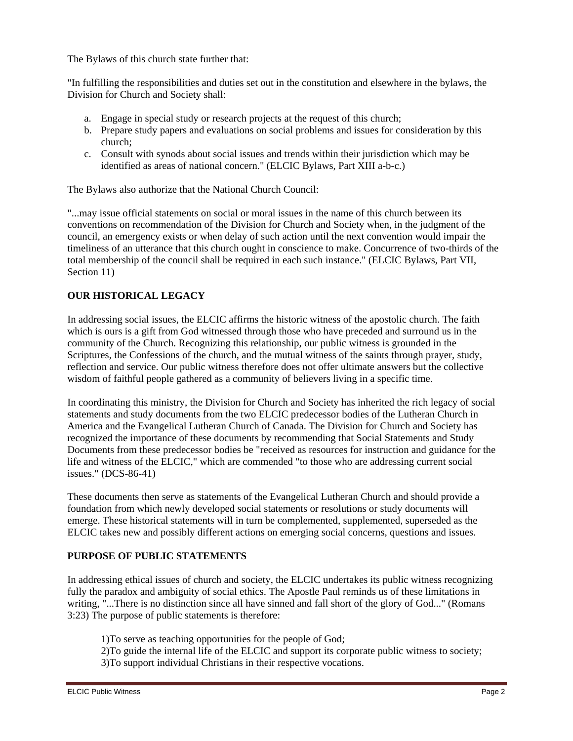The Bylaws of this church state further that:

"In fulfilling the responsibilities and duties set out in the constitution and elsewhere in the bylaws, the Division for Church and Society shall:

a. Engage in special study or research projects at the request of this church;
b. Prepare study papers and evaluations on social problems and issues for consideration by this church;
c. Consult with synods about social issues and trends within their jurisdiction which may be identified as areas of national concern." (ELCIC Bylaws, Part XIII a-b-c.)

The Bylaws also authorize that the National Church Council:

"...may issue official statements on social or moral issues in the name of this church between its conventions on recommendation of the Division for Church and Society when, in the judgment of the council, an emergency exists or when delay of such action until the next convention would impair the timeliness of an utterance that this church ought in conscience to make. Concurrence of two-thirds of the total membership of the council shall be required in each such instance." (ELCIC Bylaws, Part VII, Section 11)

## OUR HISTORICAL LEGACY

In addressing social issues, the ELCIC affirms the historic witness of the apostolic church. The faith which is ours is a gift from God witnessed through those who have preceded and surround us in the community of the Church. Recognizing this relationship, our public witness is grounded in the Scriptures, the Confessions of the church, and the mutual witness of the saints through prayer, study, reflection and service. Our public witness therefore does not offer ultimate answers but the collective wisdom of faithful people gathered as a community of believers living in a specific time.

In coordinating this ministry, the Division for Church and Society has inherited the rich legacy of social statements and study documents from the two ELCIC predecessor bodies of the Lutheran Church in America and the Evangelical Lutheran Church of Canada. The Division for Church and Society has recognized the importance of these documents by recommending that Social Statements and Study Documents from these predecessor bodies be "received as resources for instruction and guidance for the life and witness of the ELCIC," which are commended "to those who are addressing current social issues." (DCS-86-41)

These documents then serve as statements of the Evangelical Lutheran Church and should provide a foundation from which newly developed social statements or resolutions or study documents will emerge. These historical statements will in turn be complemented, supplemented, superseded as the ELCIC takes new and possibly different actions on emerging social concerns, questions and issues.

## PURPOSE OF PUBLIC STATEMENTS

In addressing ethical issues of church and society, the ELCIC undertakes its public witness recognizing fully the paradox and ambiguity of social ethics. The Apostle Paul reminds us of these limitations in writing, "...There is no distinction since all have sinned and fall short of the glory of God..." (Romans 3:23) The purpose of public statements is therefore:

1)To serve as teaching opportunities for the people of God;
2)To guide the internal life of the ELCIC and support its corporate public witness to society;
3)To support individual Christians in their respective vocations.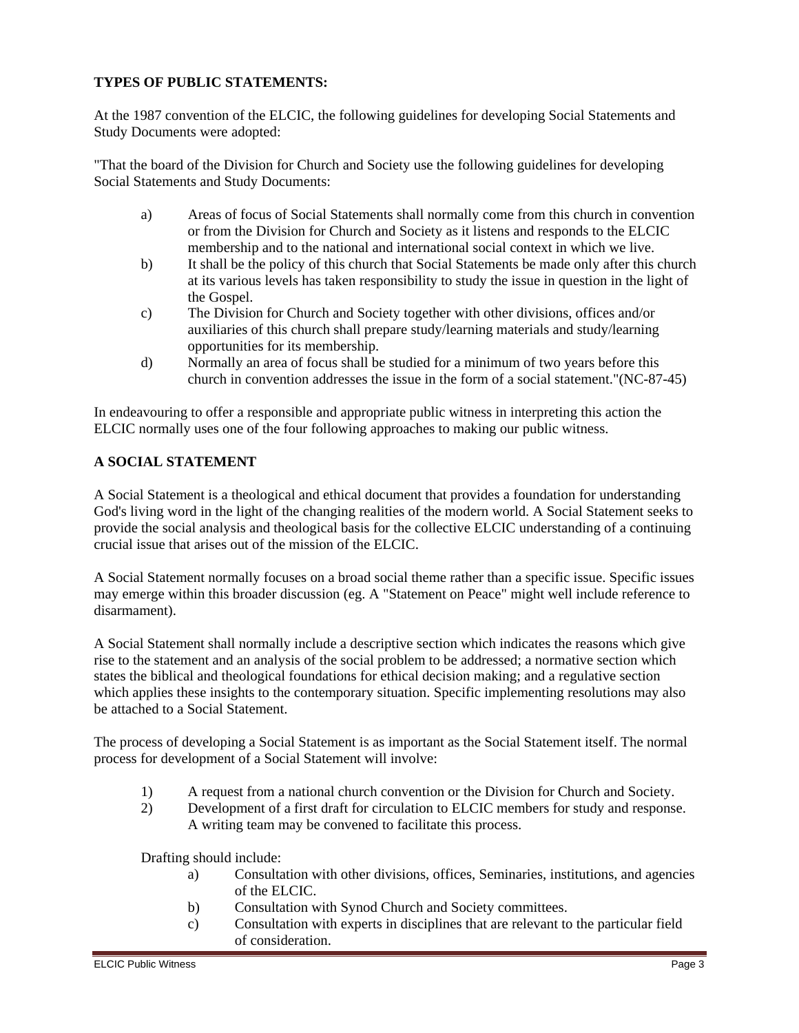**TYPES OF PUBLIC STATEMENTS:**

At the 1987 convention of the ELCIC, the following guidelines for developing Social Statements and Study Documents were adopted:

"That the board of the Division for Church and Society use the following guidelines for developing Social Statements and Study Documents:

a) Areas of focus of Social Statements shall normally come from this church in convention or from the Division for Church and Society as it listens and responds to the ELCIC membership and to the national and international social context in which we live.
b) It shall be the policy of this church that Social Statements be made only after this church at its various levels has taken responsibility to study the issue in question in the light of the Gospel.
c) The Division for Church and Society together with other divisions, offices and/or auxiliaries of this church shall prepare study/learning materials and study/learning opportunities for its membership.
d) Normally an area of focus shall be studied for a minimum of two years before this church in convention addresses the issue in the form of a social statement."(NC-87-45)

In endeavouring to offer a responsible and appropriate public witness in interpreting this action the ELCIC normally uses one of the four following approaches to making our public witness.

**A SOCIAL STATEMENT**

A Social Statement is a theological and ethical document that provides a foundation for understanding God's living word in the light of the changing realities of the modern world. A Social Statement seeks to provide the social analysis and theological basis for the collective ELCIC understanding of a continuing crucial issue that arises out of the mission of the ELCIC.

A Social Statement normally focuses on a broad social theme rather than a specific issue. Specific issues may emerge within this broader discussion (eg. A "Statement on Peace" might well include reference to disarmament).

A Social Statement shall normally include a descriptive section which indicates the reasons which give rise to the statement and an analysis of the social problem to be addressed; a normative section which states the biblical and theological foundations for ethical decision making; and a regulative section which applies these insights to the contemporary situation. Specific implementing resolutions may also be attached to a Social Statement.

The process of developing a Social Statement is as important as the Social Statement itself. The normal process for development of a Social Statement will involve:

1) A request from a national church convention or the Division for Church and Society.
2) Development of a first draft for circulation to ELCIC members for study and response. A writing team may be convened to facilitate this process.

Drafting should include:

a) Consultation with other divisions, offices, Seminaries, institutions, and agencies of the ELCIC.
b) Consultation with Synod Church and Society committees.
c) Consultation with experts in disciplines that are relevant to the particular field of consideration.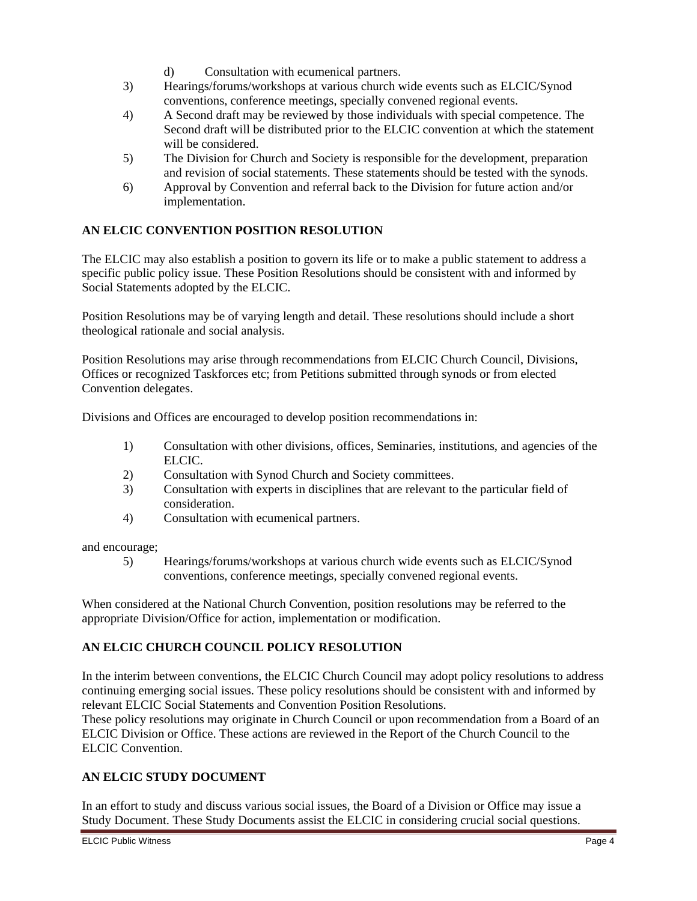d) Consultation with ecumenical partners.

3) Hearings/forums/workshops at various church wide events such as ELCIC/Synod conventions, conference meetings, specially convened regional events.
4) A Second draft may be reviewed by those individuals with special competence. The Second draft will be distributed prior to the ELCIC convention at which the statement will be considered.
5) The Division for Church and Society is responsible for the development, preparation and revision of social statements. These statements should be tested with the synods.
6) Approval by Convention and referral back to the Division for future action and/or implementation.

## AN ELCIC CONVENTION POSITION RESOLUTION

The ELCIC may also establish a position to govern its life or to make a public statement to address a specific public policy issue. These Position Resolutions should be consistent with and informed by Social Statements adopted by the ELCIC.

Position Resolutions may be of varying length and detail. These resolutions should include a short theological rationale and social analysis.

Position Resolutions may arise through recommendations from ELCIC Church Council, Divisions, Offices or recognized Taskforces etc; from Petitions submitted through synods or from elected Convention delegates.

Divisions and Offices are encouraged to develop position recommendations in:

1) Consultation with other divisions, offices, Seminaries, institutions, and agencies of the ELCIC.
2) Consultation with Synod Church and Society committees.
3) Consultation with experts in disciplines that are relevant to the particular field of consideration.
4) Consultation with ecumenical partners.

and encourage;

5) Hearings/forums/workshops at various church wide events such as ELCIC/Synod conventions, conference meetings, specially convened regional events.

When considered at the National Church Convention, position resolutions may be referred to the appropriate Division/Office for action, implementation or modification.

## AN ELCIC CHURCH COUNCIL POLICY RESOLUTION

In the interim between conventions, the ELCIC Church Council may adopt policy resolutions to address continuing emerging social issues. These policy resolutions should be consistent with and informed by relevant ELCIC Social Statements and Convention Position Resolutions.
These policy resolutions may originate in Church Council or upon recommendation from a Board of an ELCIC Division or Office. These actions are reviewed in the Report of the Church Council to the ELCIC Convention.

## AN ELCIC STUDY DOCUMENT

In an effort to study and discuss various social issues, the Board of a Division or Office may issue a Study Document. These Study Documents assist the ELCIC in considering crucial social questions.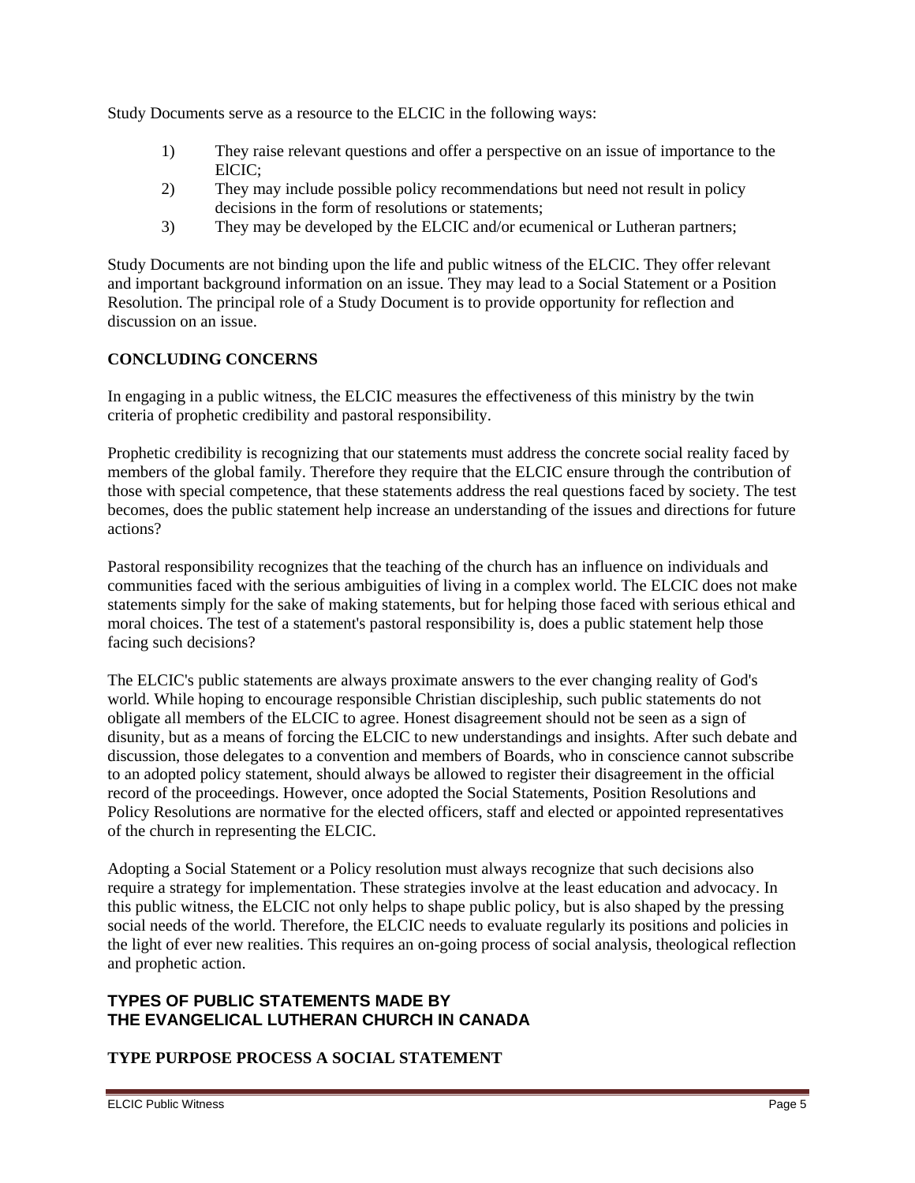Study Documents serve as a resource to the ELCIC in the following ways:

1) They raise relevant questions and offer a perspective on an issue of importance to the ElCIC;
2) They may include possible policy recommendations but need not result in policy decisions in the form of resolutions or statements;
3) They may be developed by the ELCIC and/or ecumenical or Lutheran partners;

Study Documents are not binding upon the life and public witness of the ELCIC. They offer relevant and important background information on an issue. They may lead to a Social Statement or a Position Resolution. The principal role of a Study Document is to provide opportunity for reflection and discussion on an issue.

**CONCLUDING CONCERNS**

In engaging in a public witness, the ELCIC measures the effectiveness of this ministry by the twin criteria of prophetic credibility and pastoral responsibility.

Prophetic credibility is recognizing that our statements must address the concrete social reality faced by members of the global family. Therefore they require that the ELCIC ensure through the contribution of those with special competence, that these statements address the real questions faced by society. The test becomes, does the public statement help increase an understanding of the issues and directions for future actions?

Pastoral responsibility recognizes that the teaching of the church has an influence on individuals and communities faced with the serious ambiguities of living in a complex world. The ELCIC does not make statements simply for the sake of making statements, but for helping those faced with serious ethical and moral choices. The test of a statement's pastoral responsibility is, does a public statement help those facing such decisions?

The ELCIC's public statements are always proximate answers to the ever changing reality of God's world. While hoping to encourage responsible Christian discipleship, such public statements do not obligate all members of the ELCIC to agree. Honest disagreement should not be seen as a sign of disunity, but as a means of forcing the ELCIC to new understandings and insights. After such debate and discussion, those delegates to a convention and members of Boards, who in conscience cannot subscribe to an adopted policy statement, should always be allowed to register their disagreement in the official record of the proceedings. However, once adopted the Social Statements, Position Resolutions and Policy Resolutions are normative for the elected officers, staff and elected or appointed representatives of the church in representing the ELCIC.

Adopting a Social Statement or a Policy resolution must always recognize that such decisions also require a strategy for implementation. These strategies involve at the least education and advocacy. In this public witness, the ELCIC not only helps to shape public policy, but is also shaped by the pressing social needs of the world. Therefore, the ELCIC needs to evaluate regularly its positions and policies in the light of ever new realities. This requires an on-going process of social analysis, theological reflection and prophetic action.

## TYPES OF PUBLIC STATEMENTS MADE BY THE EVANGELICAL LUTHERAN CHURCH IN CANADA

**TYPE PURPOSE PROCESS A SOCIAL STATEMENT**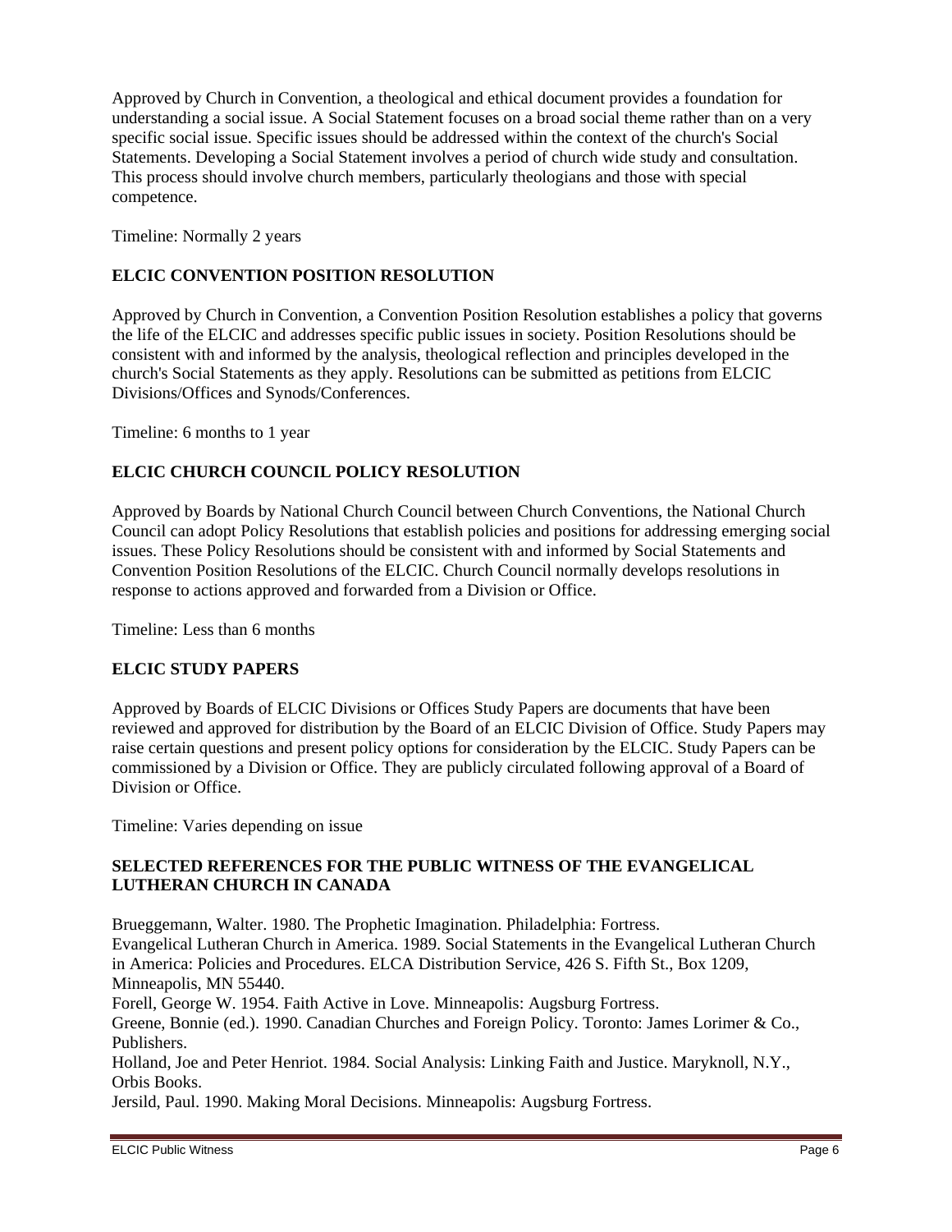Approved by Church in Convention, a theological and ethical document provides a foundation for understanding a social issue. A Social Statement focuses on a broad social theme rather than on a very specific social issue. Specific issues should be addressed within the context of the church's Social Statements. Developing a Social Statement involves a period of church wide study and consultation. This process should involve church members, particularly theologians and those with special competence.

Timeline: Normally 2 years

**ELCIC CONVENTION POSITION RESOLUTION**

Approved by Church in Convention, a Convention Position Resolution establishes a policy that governs the life of the ELCIC and addresses specific public issues in society. Position Resolutions should be consistent with and informed by the analysis, theological reflection and principles developed in the church's Social Statements as they apply. Resolutions can be submitted as petitions from ELCIC Divisions/Offices and Synods/Conferences.

Timeline: 6 months to 1 year

**ELCIC CHURCH COUNCIL POLICY RESOLUTION**

Approved by Boards by National Church Council between Church Conventions, the National Church Council can adopt Policy Resolutions that establish policies and positions for addressing emerging social issues. These Policy Resolutions should be consistent with and informed by Social Statements and Convention Position Resolutions of the ELCIC. Church Council normally develops resolutions in response to actions approved and forwarded from a Division or Office.

Timeline: Less than 6 months

**ELCIC STUDY PAPERS**

Approved by Boards of ELCIC Divisions or Offices Study Papers are documents that have been reviewed and approved for distribution by the Board of an ELCIC Division of Office. Study Papers may raise certain questions and present policy options for consideration by the ELCIC. Study Papers can be commissioned by a Division or Office. They are publicly circulated following approval of a Board of Division or Office.

Timeline: Varies depending on issue

**SELECTED REFERENCES FOR THE PUBLIC WITNESS OF THE EVANGELICAL LUTHERAN CHURCH IN CANADA**

Brueggemann, Walter. 1980. The Prophetic Imagination. Philadelphia: Fortress.
Evangelical Lutheran Church in America. 1989. Social Statements in the Evangelical Lutheran Church in America: Policies and Procedures. ELCA Distribution Service, 426 S. Fifth St., Box 1209, Minneapolis, MN 55440.
Forell, George W. 1954. Faith Active in Love. Minneapolis: Augsburg Fortress.
Greene, Bonnie (ed.). 1990. Canadian Churches and Foreign Policy. Toronto: James Lorimer & Co., Publishers.
Holland, Joe and Peter Henriot. 1984. Social Analysis: Linking Faith and Justice. Maryknoll, N.Y., Orbis Books.
Jersild, Paul. 1990. Making Moral Decisions. Minneapolis: Augsburg Fortress.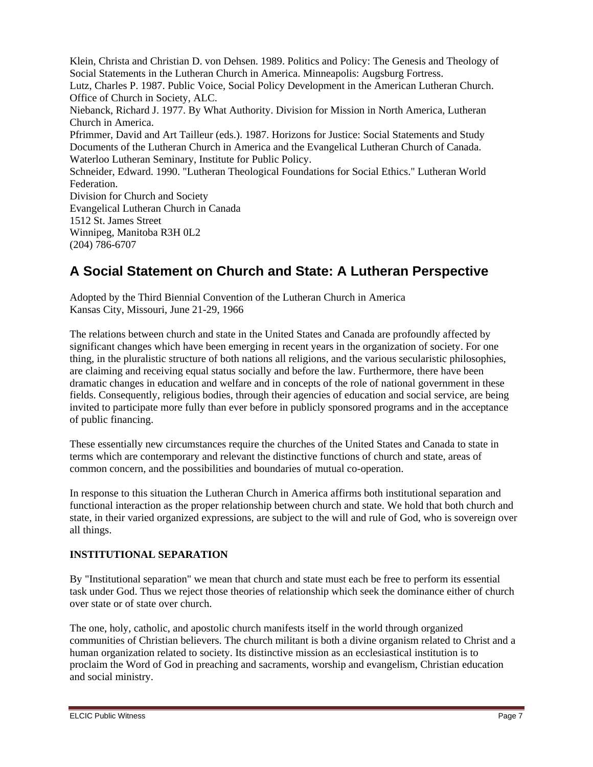Klein, Christa and Christian D. von Dehsen. 1989. Politics and Policy: The Genesis and Theology of Social Statements in the Lutheran Church in America. Minneapolis: Augsburg Fortress.
Lutz, Charles P. 1987. Public Voice, Social Policy Development in the American Lutheran Church. Office of Church in Society, ALC.
Niebanck, Richard J. 1977. By What Authority. Division for Mission in North America, Lutheran Church in America.
Pfrimmer, David and Art Tailleur (eds.). 1987. Horizons for Justice: Social Statements and Study Documents of the Lutheran Church in America and the Evangelical Lutheran Church of Canada. Waterloo Lutheran Seminary, Institute for Public Policy.
Schneider, Edward. 1990. "Lutheran Theological Foundations for Social Ethics." Lutheran World Federation.
Division for Church and Society
Evangelical Lutheran Church in Canada
1512 St. James Street
Winnipeg, Manitoba R3H 0L2
(204) 786-6707

## A Social Statement on Church and State: A Lutheran Perspective

Adopted by the Third Biennial Convention of the Lutheran Church in America
Kansas City, Missouri, June 21-29, 1966

The relations between church and state in the United States and Canada are profoundly affected by significant changes which have been emerging in recent years in the organization of society. For one thing, in the pluralistic structure of both nations all religions, and the various secularistic philosophies, are claiming and receiving equal status socially and before the law. Furthermore, there have been dramatic changes in education and welfare and in concepts of the role of national government in these fields. Consequently, religious bodies, through their agencies of education and social service, are being invited to participate more fully than ever before in publicly sponsored programs and in the acceptance of public financing.

These essentially new circumstances require the churches of the United States and Canada to state in terms which are contemporary and relevant the distinctive functions of church and state, areas of common concern, and the possibilities and boundaries of mutual co-operation.

In response to this situation the Lutheran Church in America affirms both institutional separation and functional interaction as the proper relationship between church and state. We hold that both church and state, in their varied organized expressions, are subject to the will and rule of God, who is sovereign over all things.

**INSTITUTIONAL SEPARATION**

By "Institutional separation" we mean that church and state must each be free to perform its essential task under God. Thus we reject those theories of relationship which seek the dominance either of church over state or of state over church.

The one, holy, catholic, and apostolic church manifests itself in the world through organized communities of Christian believers. The church militant is both a divine organism related to Christ and a human organization related to society. Its distinctive mission as an ecclesiastical institution is to proclaim the Word of God in preaching and sacraments, worship and evangelism, Christian education and social ministry.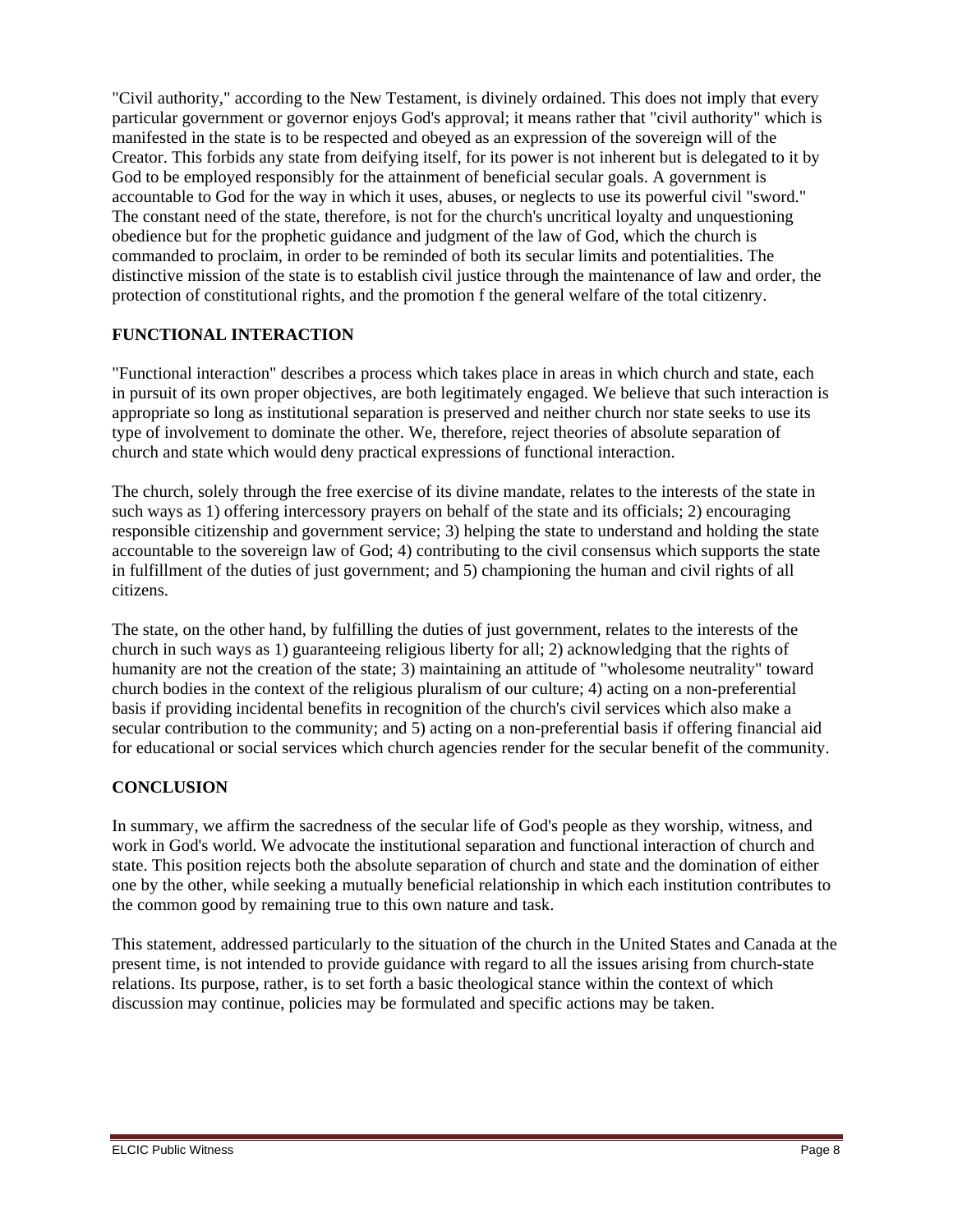"Civil authority," according to the New Testament, is divinely ordained. This does not imply that every particular government or governor enjoys God's approval; it means rather that "civil authority" which is manifested in the state is to be respected and obeyed as an expression of the sovereign will of the Creator. This forbids any state from deifying itself, for its power is not inherent but is delegated to it by God to be employed responsibly for the attainment of beneficial secular goals. A government is accountable to God for the way in which it uses, abuses, or neglects to use its powerful civil "sword." The constant need of the state, therefore, is not for the church's uncritical loyalty and unquestioning obedience but for the prophetic guidance and judgment of the law of God, which the church is commanded to proclaim, in order to be reminded of both its secular limits and potentialities. The distinctive mission of the state is to establish civil justice through the maintenance of law and order, the protection of constitutional rights, and the promotion f the general welfare of the total citizenry.

## FUNCTIONAL INTERACTION

"Functional interaction" describes a process which takes place in areas in which church and state, each in pursuit of its own proper objectives, are both legitimately engaged. We believe that such interaction is appropriate so long as institutional separation is preserved and neither church nor state seeks to use its type of involvement to dominate the other. We, therefore, reject theories of absolute separation of church and state which would deny practical expressions of functional interaction.

The church, solely through the free exercise of its divine mandate, relates to the interests of the state in such ways as 1) offering intercessory prayers on behalf of the state and its officials; 2) encouraging responsible citizenship and government service; 3) helping the state to understand and holding the state accountable to the sovereign law of God; 4) contributing to the civil consensus which supports the state in fulfillment of the duties of just government; and 5) championing the human and civil rights of all citizens.

The state, on the other hand, by fulfilling the duties of just government, relates to the interests of the church in such ways as 1) guaranteeing religious liberty for all; 2) acknowledging that the rights of humanity are not the creation of the state; 3) maintaining an attitude of "wholesome neutrality" toward church bodies in the context of the religious pluralism of our culture; 4) acting on a non-preferential basis if providing incidental benefits in recognition of the church's civil services which also make a secular contribution to the community; and 5) acting on a non-preferential basis if offering financial aid for educational or social services which church agencies render for the secular benefit of the community.

## CONCLUSION

In summary, we affirm the sacredness of the secular life of God's people as they worship, witness, and work in God's world. We advocate the institutional separation and functional interaction of church and state. This position rejects both the absolute separation of church and state and the domination of either one by the other, while seeking a mutually beneficial relationship in which each institution contributes to the common good by remaining true to this own nature and task.

This statement, addressed particularly to the situation of the church in the United States and Canada at the present time, is not intended to provide guidance with regard to all the issues arising from church-state relations. Its purpose, rather, is to set forth a basic theological stance within the context of which discussion may continue, policies may be formulated and specific actions may be taken.